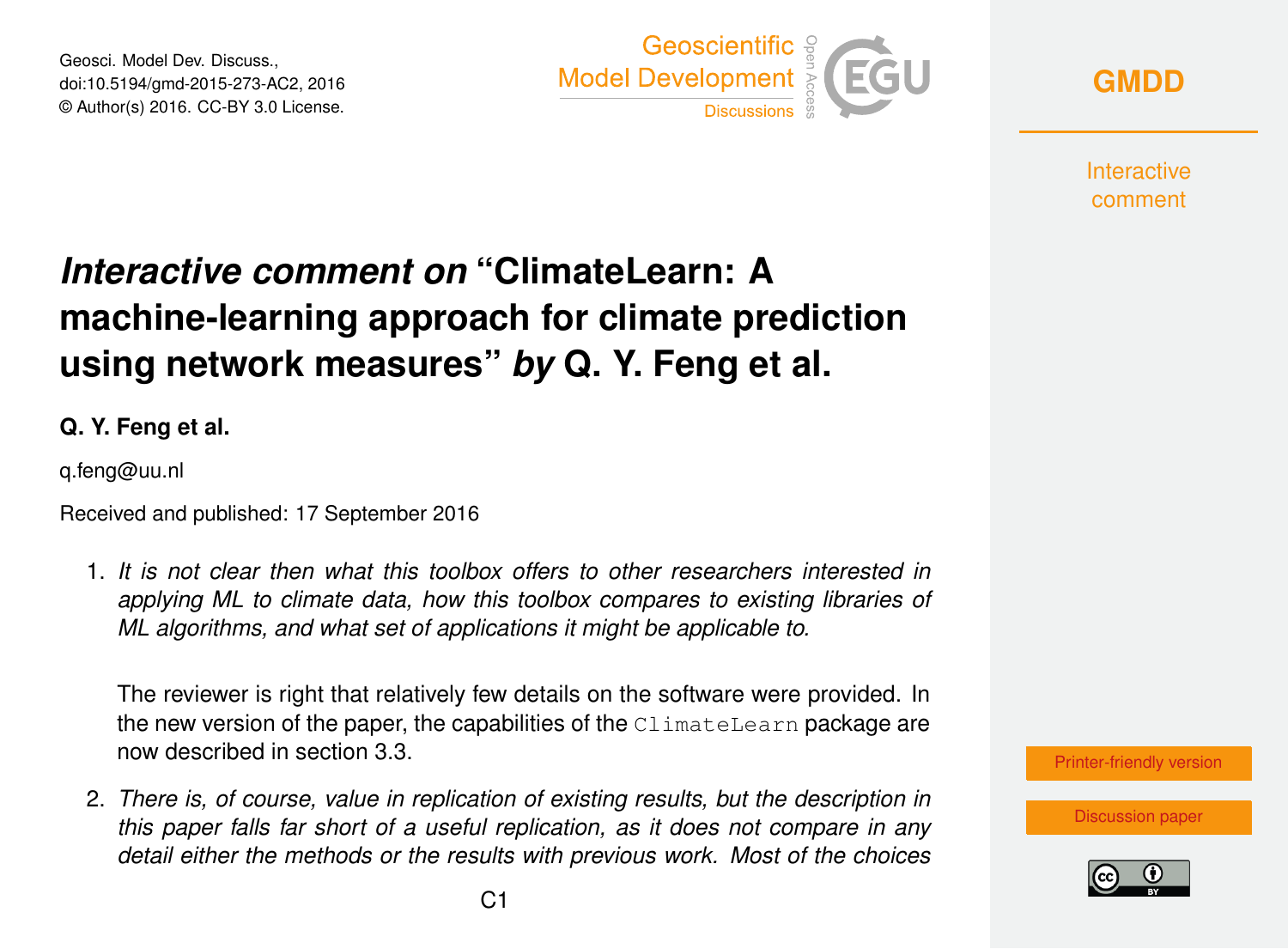Geosci. Model Dev. Discuss.,
doi:10.5194/gmd-2015-273-AC2, 2016
© Author(s) 2016. CC-BY 3.0 License.

# *Interactive comment on* "ClimateLearn: A machine-learning approach for climate prediction using network measures" *by* Q. Y. Feng et al.

**Q. Y. Feng et al.**

q.feng@uu.nl

Received and published: 17 September 2016

1. *It is not clear then what this toolbox offers to other researchers interested in applying ML to climate data, how this toolbox compares to existing libraries of ML algorithms, and what set of applications it might be applicable to.*

   The reviewer is right that relatively few details on the software were provided. In the new version of the paper, the capabilities of the `ClimateLearn` package are now described in section 3.3.

2. *There is, of course, value in replication of existing results, but the description in this paper falls far short of a useful replication, as it does not compare in any detail either the methods or the results with previous work. Most of the choices*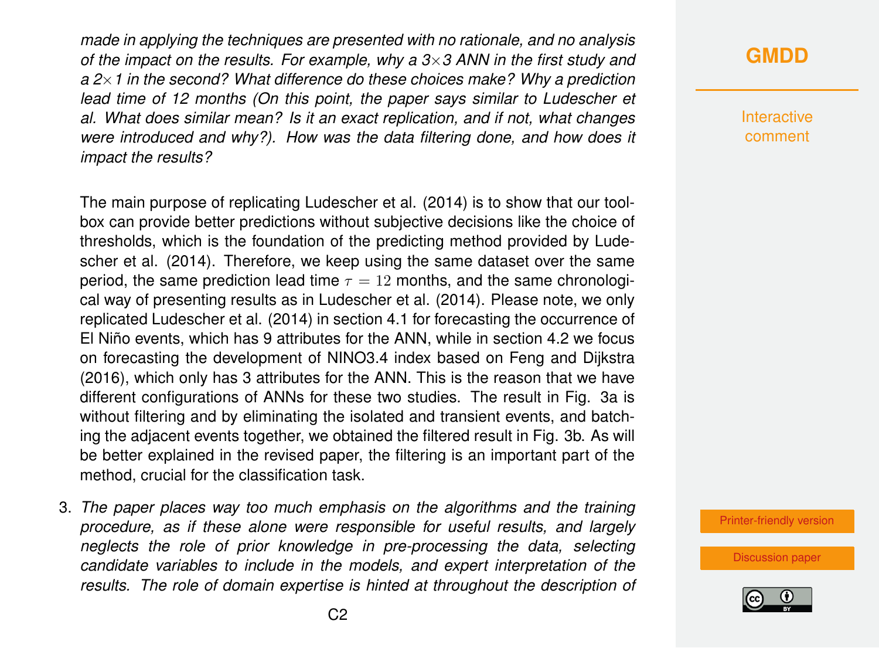*made in applying the techniques are presented with no rationale, and no analysis of the impact on the results. For example, why a 3×3 ANN in the first study and a 2×1 in the second? What difference do these choices make? Why a prediction lead time of 12 months (On this point, the paper says similar to Ludescher et al. What does similar mean? Is it an exact replication, and if not, what changes were introduced and why?). How was the data filtering done, and how does it impact the results?*

The main purpose of replicating Ludescher et al. (2014) is to show that our toolbox can provide better predictions without subjective decisions like the choice of thresholds, which is the foundation of the predicting method provided by Ludescher et al. (2014). Therefore, we keep using the same dataset over the same period, the same prediction lead time $\tau = 12$ months, and the same chronological way of presenting results as in Ludescher et al. (2014). Please note, we only replicated Ludescher et al. (2014) in section 4.1 for forecasting the occurrence of El Niño events, which has 9 attributes for the ANN, while in section 4.2 we focus on forecasting the development of NINO3.4 index based on Feng and Dijkstra (2016), which only has 3 attributes for the ANN. This is the reason that we have different configurations of ANNs for these two studies. The result in Fig. 3a is without filtering and by eliminating the isolated and transient events, and batching the adjacent events together, we obtained the filtered result in Fig. 3b. As will be better explained in the revised paper, the filtering is an important part of the method, crucial for the classification task.

3. *The paper places way too much emphasis on the algorithms and the training procedure, as if these alone were responsible for useful results, and largely neglects the role of prior knowledge in pre-processing the data, selecting candidate variables to include in the models, and expert interpretation of the results. The role of domain expertise is hinted at throughout the description of*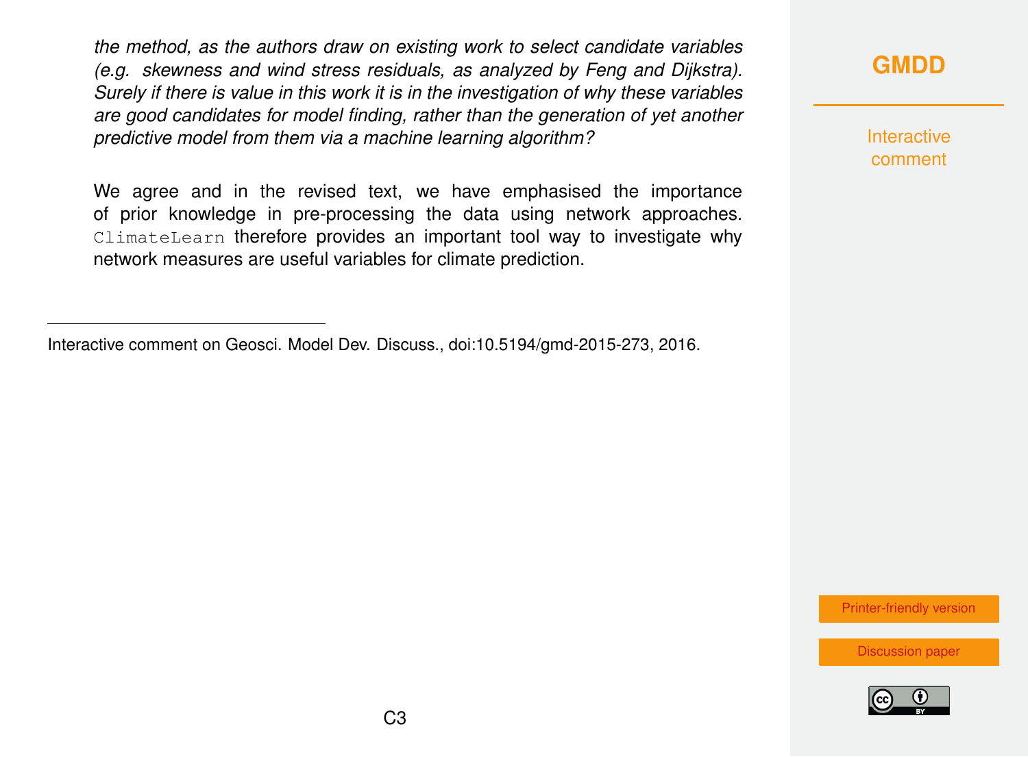*the method, as the authors draw on existing work to select candidate variables (e.g. skewness and wind stress residuals, as analyzed by Feng and Dijkstra). Surely if there is value in this work it is in the investigation of why these variables are good candidates for model finding, rather than the generation of yet another predictive model from them via a machine learning algorithm?*

We agree and in the revised text, we have emphasised the importance of prior knowledge in pre-processing the data using network approaches. `ClimateLearn` therefore provides an important tool way to investigate why network measures are useful variables for climate prediction.

---

Interactive comment on Geosci. Model Dev. Discuss., doi:10.5194/gmd-2015-273, 2016.